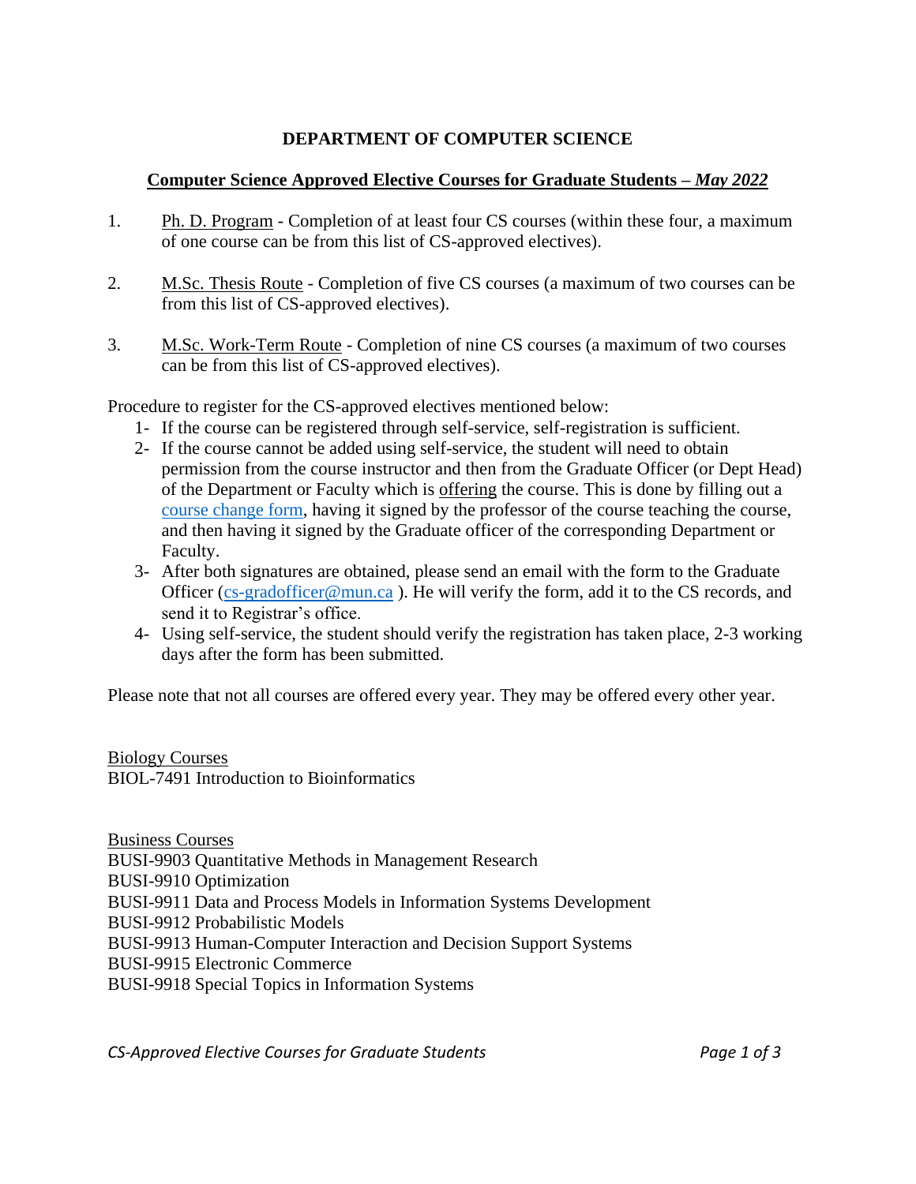# DEPARTMENT OF COMPUTER SCIENCE

## Computer Science Approved Elective Courses for Graduate Students – *May 2022*

1. Ph. D. Program - Completion of at least four CS courses (within these four, a maximum of one course can be from this list of CS-approved electives).

2. M.Sc. Thesis Route - Completion of five CS courses (a maximum of two courses can be from this list of CS-approved electives).

3. M.Sc. Work-Term Route - Completion of nine CS courses (a maximum of two courses can be from this list of CS-approved electives).

Procedure to register for the CS-approved electives mentioned below:

1- If the course can be registered through self-service, self-registration is sufficient.
2- If the course cannot be added using self-service, the student will need to obtain permission from the course instructor and then from the Graduate Officer (or Dept Head) of the Department or Faculty which is offering the course. This is done by filling out a course change form, having it signed by the professor of the course teaching the course, and then having it signed by the Graduate officer of the corresponding Department or Faculty.
3- After both signatures are obtained, please send an email with the form to the Graduate Officer (cs-gradofficer@mun.ca ). He will verify the form, add it to the CS records, and send it to Registrar's office.
4- Using self-service, the student should verify the registration has taken place, 2-3 working days after the form has been submitted.

Please note that not all courses are offered every year. They may be offered every other year.

Biology Courses
BIOL-7491 Introduction to Bioinformatics

Business Courses
BUSI-9903 Quantitative Methods in Management Research
BUSI-9910 Optimization
BUSI-9911 Data and Process Models in Information Systems Development
BUSI-9912 Probabilistic Models
BUSI-9913 Human-Computer Interaction and Decision Support Systems
BUSI-9915 Electronic Commerce
BUSI-9918 Special Topics in Information Systems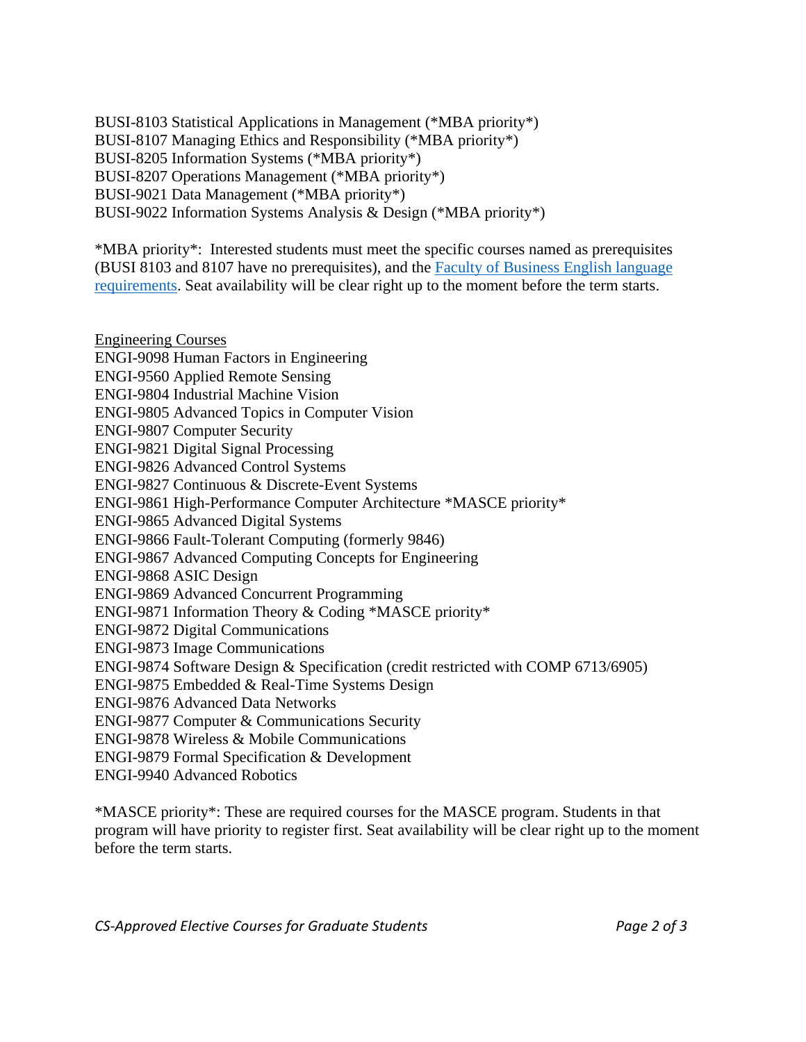BUSI-8103 Statistical Applications in Management (*MBA priority*)
BUSI-8107 Managing Ethics and Responsibility (*MBA priority*)
BUSI-8205 Information Systems (*MBA priority*)
BUSI-8207 Operations Management (*MBA priority*)
BUSI-9021 Data Management (*MBA priority*)
BUSI-9022 Information Systems Analysis & Design (*MBA priority*)

*MBA priority*: Interested students must meet the specific courses named as prerequisites (BUSI 8103 and 8107 have no prerequisites), and the [Faculty of Business English language requirements](). Seat availability will be clear right up to the moment before the term starts.

Engineering Courses

ENGI-9098 Human Factors in Engineering
ENGI-9560 Applied Remote Sensing
ENGI-9804 Industrial Machine Vision
ENGI-9805 Advanced Topics in Computer Vision
ENGI-9807 Computer Security
ENGI-9821 Digital Signal Processing
ENGI-9826 Advanced Control Systems
ENGI-9827 Continuous & Discrete-Event Systems
ENGI-9861 High-Performance Computer Architecture *MASCE priority*
ENGI-9865 Advanced Digital Systems
ENGI-9866 Fault-Tolerant Computing (formerly 9846)
ENGI-9867 Advanced Computing Concepts for Engineering
ENGI-9868 ASIC Design
ENGI-9869 Advanced Concurrent Programming
ENGI-9871 Information Theory & Coding *MASCE priority*
ENGI-9872 Digital Communications
ENGI-9873 Image Communications
ENGI-9874 Software Design & Specification (credit restricted with COMP 6713/6905)
ENGI-9875 Embedded & Real-Time Systems Design
ENGI-9876 Advanced Data Networks
ENGI-9877 Computer & Communications Security
ENGI-9878 Wireless & Mobile Communications
ENGI-9879 Formal Specification & Development
ENGI-9940 Advanced Robotics

*MASCE priority*: These are required courses for the MASCE program. Students in that program will have priority to register first. Seat availability will be clear right up to the moment before the term starts.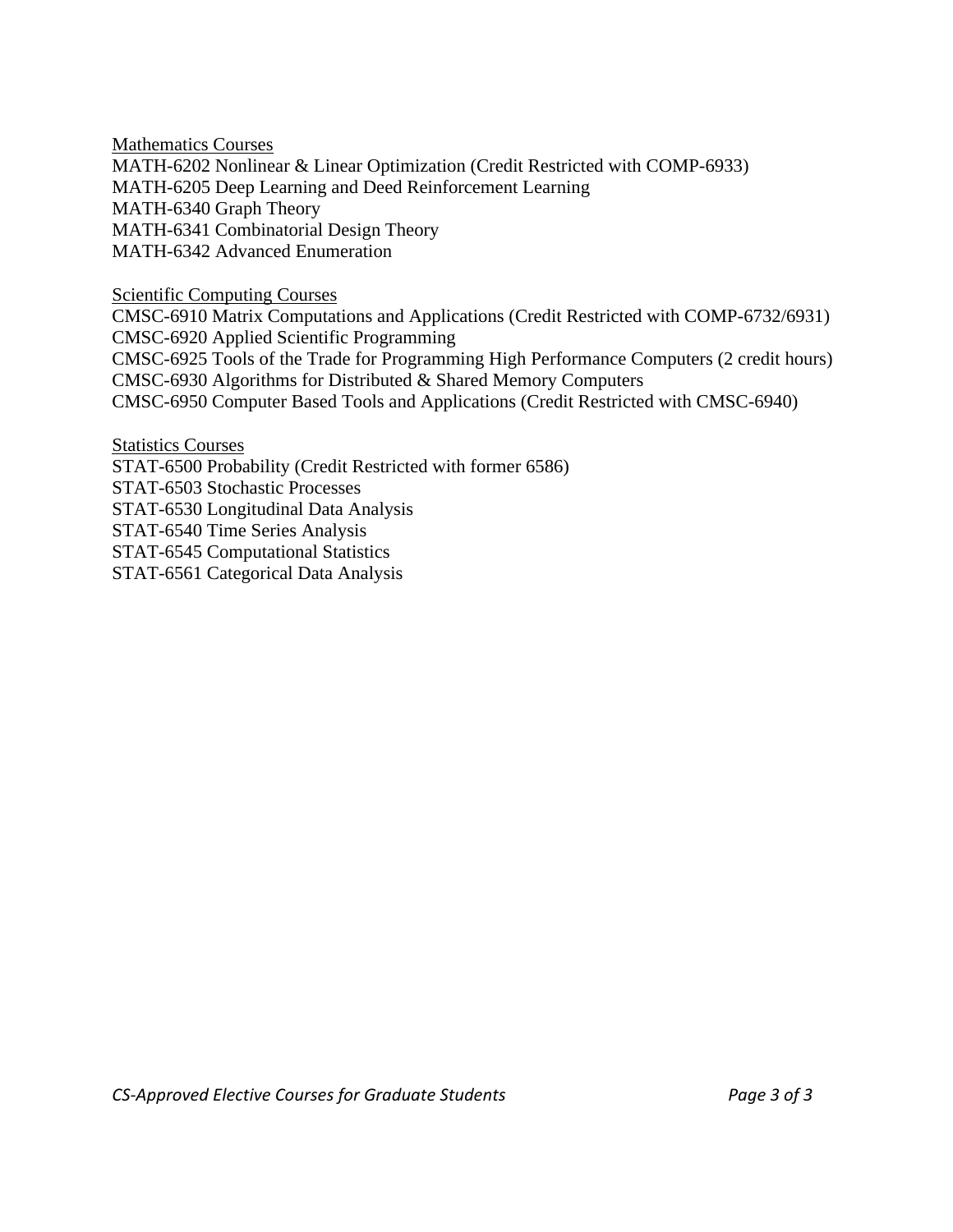<u>Mathematics Courses</u>

MATH-6202 Nonlinear & Linear Optimization (Credit Restricted with COMP-6933)
MATH-6205 Deep Learning and Deed Reinforcement Learning
MATH-6340 Graph Theory
MATH-6341 Combinatorial Design Theory
MATH-6342 Advanced Enumeration

<u>Scientific Computing Courses</u>

CMSC-6910 Matrix Computations and Applications (Credit Restricted with COMP-6732/6931)
CMSC-6920 Applied Scientific Programming
CMSC-6925 Tools of the Trade for Programming High Performance Computers (2 credit hours)
CMSC-6930 Algorithms for Distributed & Shared Memory Computers
CMSC-6950 Computer Based Tools and Applications (Credit Restricted with CMSC-6940)

<u>Statistics Courses</u>

STAT-6500 Probability (Credit Restricted with former 6586)
STAT-6503 Stochastic Processes
STAT-6530 Longitudinal Data Analysis
STAT-6540 Time Series Analysis
STAT-6545 Computational Statistics
STAT-6561 Categorical Data Analysis